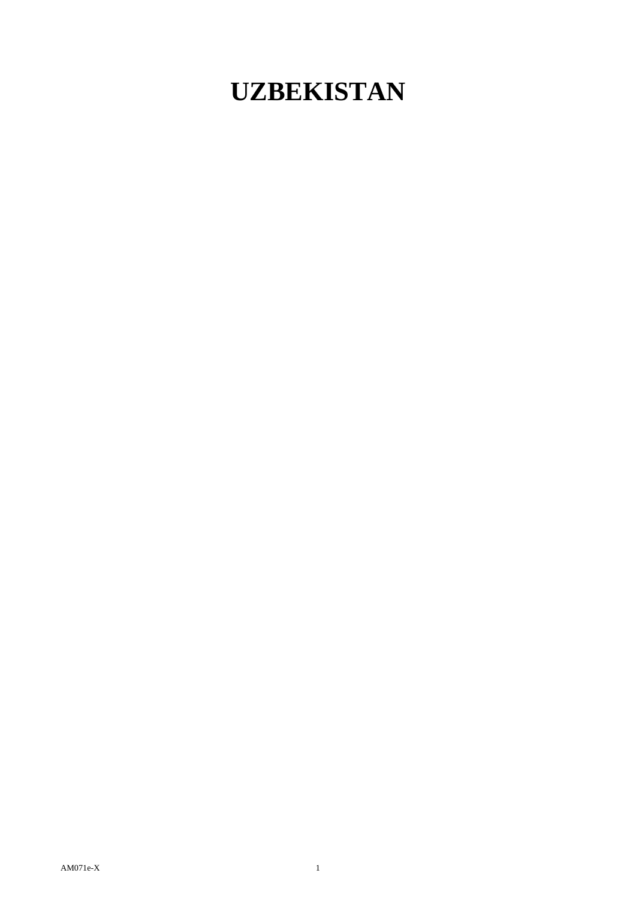# UZBEKISTAN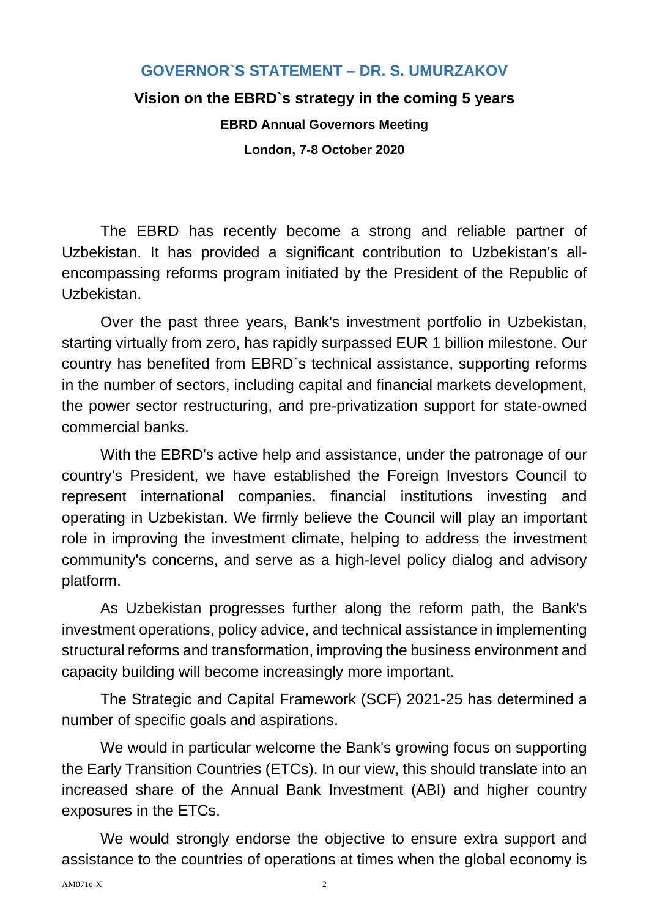## GOVERNOR`S STATEMENT – DR. S. UMURZAKOV

### Vision on the EBRD`s strategy in the coming 5 years

**EBRD Annual Governors Meeting**

**London, 7-8 October 2020**

The EBRD has recently become a strong and reliable partner of Uzbekistan. It has provided a significant contribution to Uzbekistan's all-encompassing reforms program initiated by the President of the Republic of Uzbekistan.

Over the past three years, Bank's investment portfolio in Uzbekistan, starting virtually from zero, has rapidly surpassed EUR 1 billion milestone. Our country has benefited from EBRD`s technical assistance, supporting reforms in the number of sectors, including capital and financial markets development, the power sector restructuring, and pre-privatization support for state-owned commercial banks.

With the EBRD's active help and assistance, under the patronage of our country's President, we have established the Foreign Investors Council to represent international companies, financial institutions investing and operating in Uzbekistan. We firmly believe the Council will play an important role in improving the investment climate, helping to address the investment community's concerns, and serve as a high-level policy dialog and advisory platform.

As Uzbekistan progresses further along the reform path, the Bank's investment operations, policy advice, and technical assistance in implementing structural reforms and transformation, improving the business environment and capacity building will become increasingly more important.

The Strategic and Capital Framework (SCF) 2021-25 has determined a number of specific goals and aspirations.

We would in particular welcome the Bank's growing focus on supporting the Early Transition Countries (ETCs). In our view, this should translate into an increased share of the Annual Bank Investment (ABI) and higher country exposures in the ETCs.

We would strongly endorse the objective to ensure extra support and assistance to the countries of operations at times when the global economy is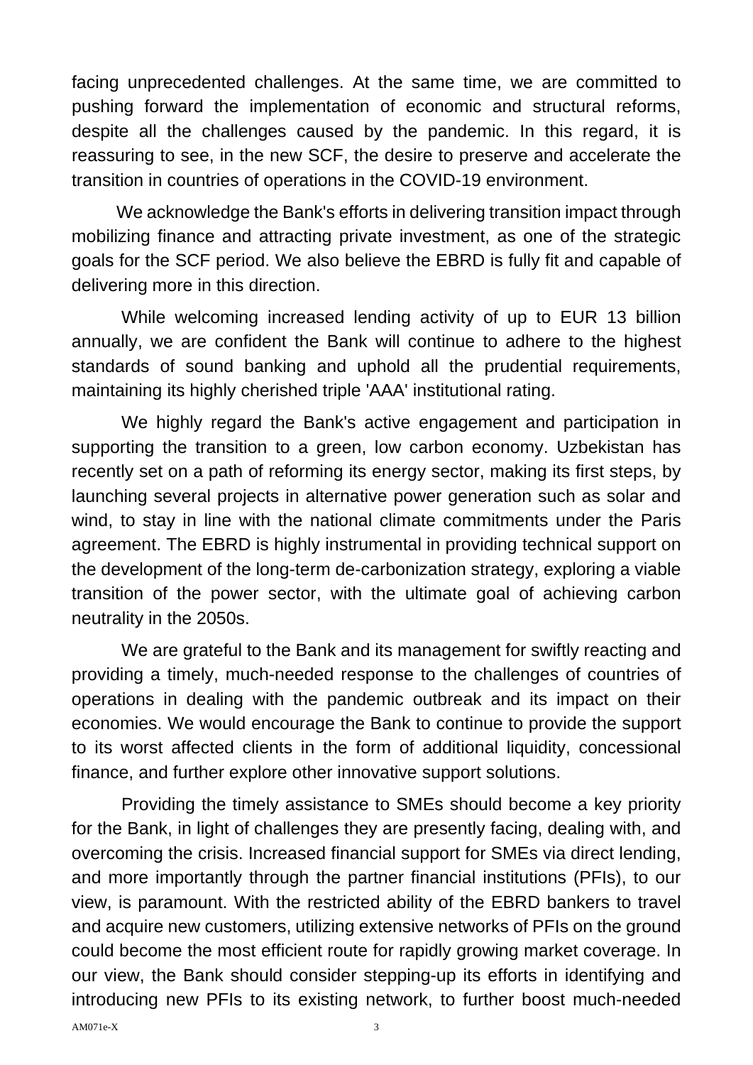facing unprecedented challenges. At the same time, we are committed to pushing forward the implementation of economic and structural reforms, despite all the challenges caused by the pandemic. In this regard, it is reassuring to see, in the new SCF, the desire to preserve and accelerate the transition in countries of operations in the COVID-19 environment.

We acknowledge the Bank's efforts in delivering transition impact through mobilizing finance and attracting private investment, as one of the strategic goals for the SCF period. We also believe the EBRD is fully fit and capable of delivering more in this direction.

While welcoming increased lending activity of up to EUR 13 billion annually, we are confident the Bank will continue to adhere to the highest standards of sound banking and uphold all the prudential requirements, maintaining its highly cherished triple 'AAA' institutional rating.

We highly regard the Bank's active engagement and participation in supporting the transition to a green, low carbon economy. Uzbekistan has recently set on a path of reforming its energy sector, making its first steps, by launching several projects in alternative power generation such as solar and wind, to stay in line with the national climate commitments under the Paris agreement. The EBRD is highly instrumental in providing technical support on the development of the long-term de-carbonization strategy, exploring a viable transition of the power sector, with the ultimate goal of achieving carbon neutrality in the 2050s.

We are grateful to the Bank and its management for swiftly reacting and providing a timely, much-needed response to the challenges of countries of operations in dealing with the pandemic outbreak and its impact on their economies. We would encourage the Bank to continue to provide the support to its worst affected clients in the form of additional liquidity, concessional finance, and further explore other innovative support solutions.

Providing the timely assistance to SMEs should become a key priority for the Bank, in light of challenges they are presently facing, dealing with, and overcoming the crisis. Increased financial support for SMEs via direct lending, and more importantly through the partner financial institutions (PFIs), to our view, is paramount. With the restricted ability of the EBRD bankers to travel and acquire new customers, utilizing extensive networks of PFIs on the ground could become the most efficient route for rapidly growing market coverage. In our view, the Bank should consider stepping-up its efforts in identifying and introducing new PFIs to its existing network, to further boost much-needed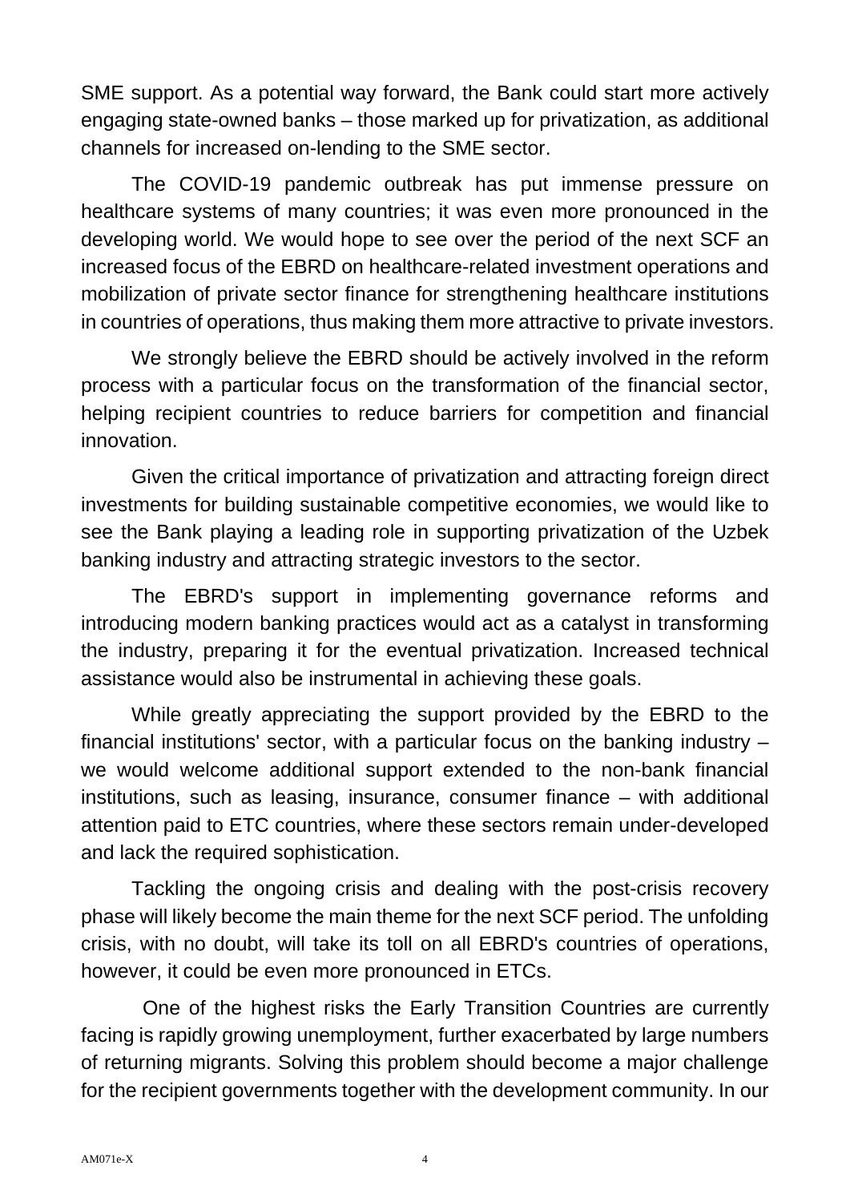SME support. As a potential way forward, the Bank could start more actively engaging state-owned banks – those marked up for privatization, as additional channels for increased on-lending to the SME sector.

The COVID-19 pandemic outbreak has put immense pressure on healthcare systems of many countries; it was even more pronounced in the developing world. We would hope to see over the period of the next SCF an increased focus of the EBRD on healthcare-related investment operations and mobilization of private sector finance for strengthening healthcare institutions in countries of operations, thus making them more attractive to private investors.

We strongly believe the EBRD should be actively involved in the reform process with a particular focus on the transformation of the financial sector, helping recipient countries to reduce barriers for competition and financial innovation.

Given the critical importance of privatization and attracting foreign direct investments for building sustainable competitive economies, we would like to see the Bank playing a leading role in supporting privatization of the Uzbek banking industry and attracting strategic investors to the sector.

The EBRD's support in implementing governance reforms and introducing modern banking practices would act as a catalyst in transforming the industry, preparing it for the eventual privatization. Increased technical assistance would also be instrumental in achieving these goals.

While greatly appreciating the support provided by the EBRD to the financial institutions' sector, with a particular focus on the banking industry – we would welcome additional support extended to the non-bank financial institutions, such as leasing, insurance, consumer finance – with additional attention paid to ETC countries, where these sectors remain under-developed and lack the required sophistication.

Tackling the ongoing crisis and dealing with the post-crisis recovery phase will likely become the main theme for the next SCF period. The unfolding crisis, with no doubt, will take its toll on all EBRD's countries of operations, however, it could be even more pronounced in ETCs.

One of the highest risks the Early Transition Countries are currently facing is rapidly growing unemployment, further exacerbated by large numbers of returning migrants. Solving this problem should become a major challenge for the recipient governments together with the development community. In our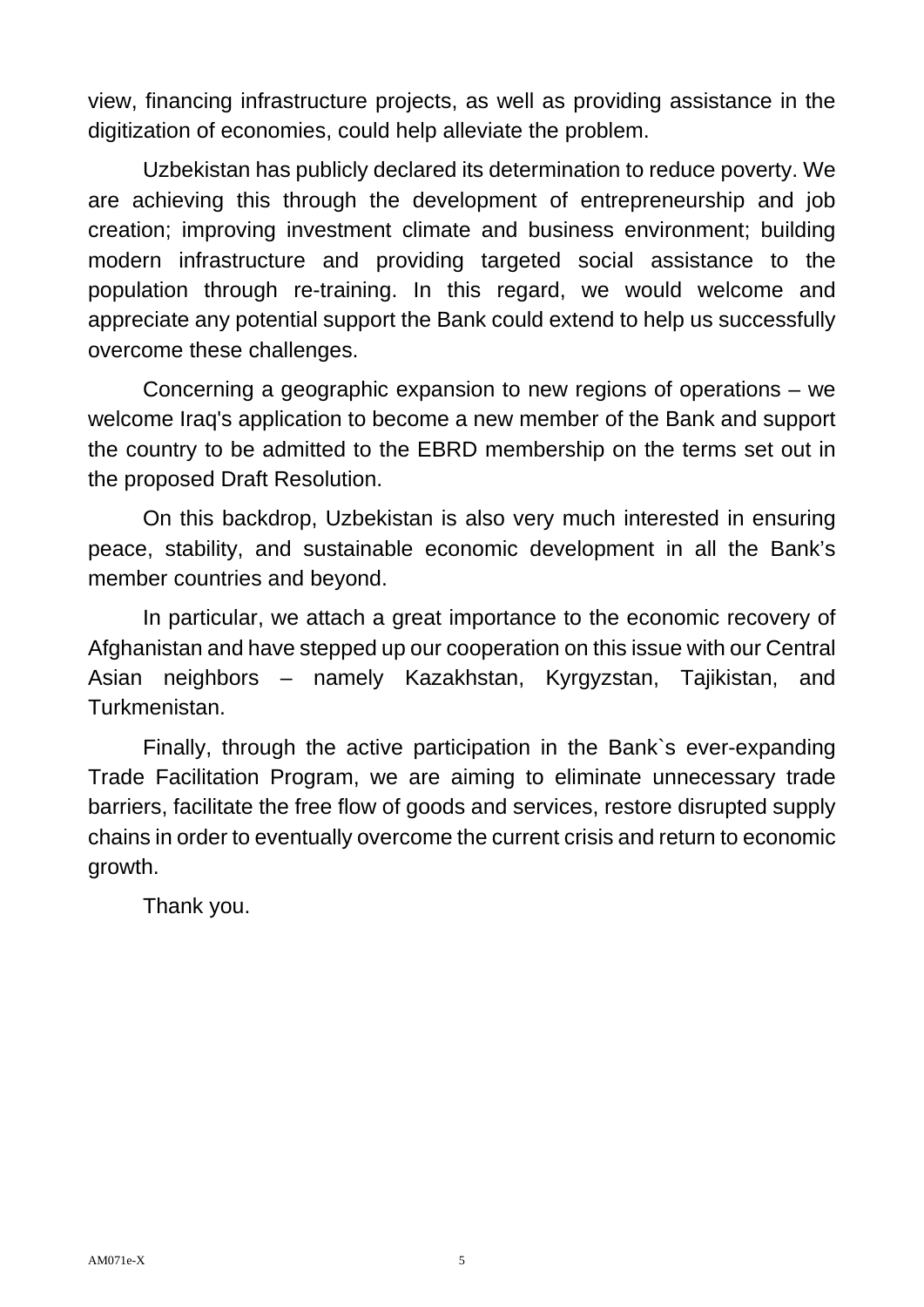view, financing infrastructure projects, as well as providing assistance in the digitization of economies, could help alleviate the problem.

Uzbekistan has publicly declared its determination to reduce poverty. We are achieving this through the development of entrepreneurship and job creation; improving investment climate and business environment; building modern infrastructure and providing targeted social assistance to the population through re-training. In this regard, we would welcome and appreciate any potential support the Bank could extend to help us successfully overcome these challenges.

Concerning a geographic expansion to new regions of operations – we welcome Iraq's application to become a new member of the Bank and support the country to be admitted to the EBRD membership on the terms set out in the proposed Draft Resolution.

On this backdrop, Uzbekistan is also very much interested in ensuring peace, stability, and sustainable economic development in all the Bank's member countries and beyond.

In particular, we attach a great importance to the economic recovery of Afghanistan and have stepped up our cooperation on this issue with our Central Asian neighbors – namely Kazakhstan, Kyrgyzstan, Tajikistan, and Turkmenistan.

Finally, through the active participation in the Bank`s ever-expanding Trade Facilitation Program, we are aiming to eliminate unnecessary trade barriers, facilitate the free flow of goods and services, restore disrupted supply chains in order to eventually overcome the current crisis and return to economic growth.

Thank you.